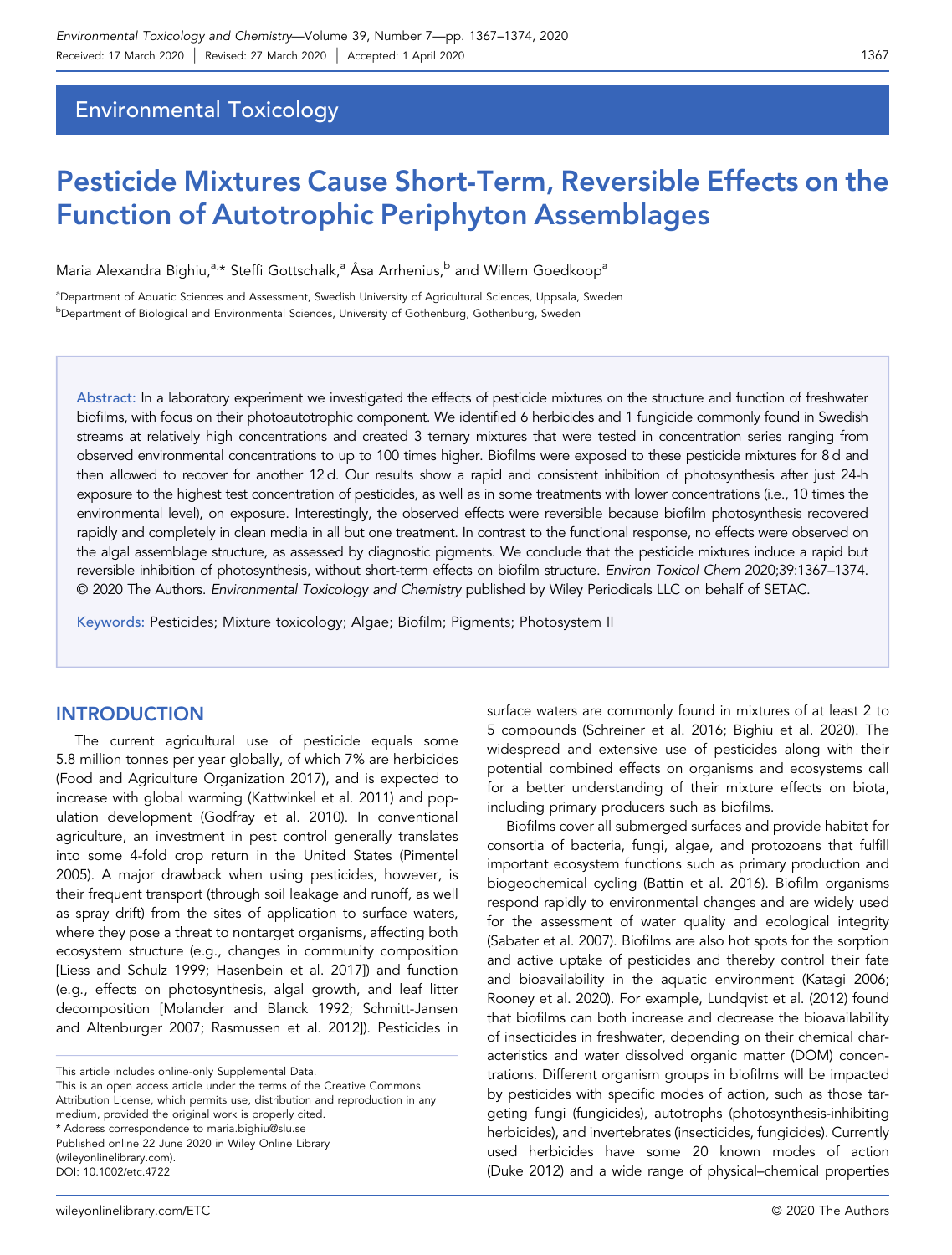Environmental Toxicology

# Pesticide Mixtures Cause Short-Term, Reversible Effects on the Function of Autotrophic Periphyton Assemblages

Maria Alexandra Bighiu,[a,*] Steffi Gottschalk,[a] Åsa Arrhenius,[b] and Willem Goedkoop[a]

[a]Department of Aquatic Sciences and Assessment, Swedish University of Agricultural Sciences, Uppsala, Sweden
[b]Department of Biological and Environmental Sciences, University of Gothenburg, Gothenburg, Sweden

**Abstract:** In a laboratory experiment we investigated the effects of pesticide mixtures on the structure and function of freshwater biofilms, with focus on their photoautotrophic component. We identified 6 herbicides and 1 fungicide commonly found in Swedish streams at relatively high concentrations and created 3 ternary mixtures that were tested in concentration series ranging from observed environmental concentrations to up to 100 times higher. Biofilms were exposed to these pesticide mixtures for 8 d and then allowed to recover for another 12 d. Our results show a rapid and consistent inhibition of photosynthesis after just 24-h exposure to the highest test concentration of pesticides, as well as in some treatments with lower concentrations (i.e., 10 times the environmental level), on exposure. Interestingly, the observed effects were reversible because biofilm photosynthesis recovered rapidly and completely in clean media in all but one treatment. In contrast to the functional response, no effects were observed on the algal assemblage structure, as assessed by diagnostic pigments. We conclude that the pesticide mixtures induce a rapid but reversible inhibition of photosynthesis, without short-term effects on biofilm structure. *Environ Toxicol Chem* 2020;39:1367–1374. © 2020 The Authors. *Environmental Toxicology and Chemistry* published by Wiley Periodicals LLC on behalf of SETAC.

**Keywords:** Pesticides; Mixture toxicology; Algae; Biofilm; Pigments; Photosystem II

## INTRODUCTION

The current agricultural use of pesticide equals some 5.8 million tonnes per year globally, of which 7% are herbicides (Food and Agriculture Organization 2017), and is expected to increase with global warming (Kattwinkel et al. 2011) and population development (Godfray et al. 2010). In conventional agriculture, an investment in pest control generally translates into some 4-fold crop return in the United States (Pimentel 2005). A major drawback when using pesticides, however, is their frequent transport (through soil leakage and runoff, as well as spray drift) from the sites of application to surface waters, where they pose a threat to nontarget organisms, affecting both ecosystem structure (e.g., changes in community composition [Liess and Schulz 1999; Hasenbein et al. 2017]) and function (e.g., effects on photosynthesis, algal growth, and leaf litter decomposition [Molander and Blanck 1992; Schmitt-Jansen and Altenburger 2007; Rasmussen et al. 2012]). Pesticides in surface waters are commonly found in mixtures of at least 2 to 5 compounds (Schreiner et al. 2016; Bighiu et al. 2020). The widespread and extensive use of pesticides along with their potential combined effects on organisms and ecosystems call for a better understanding of their mixture effects on biota, including primary producers such as biofilms.

Biofilms cover all submerged surfaces and provide habitat for consortia of bacteria, fungi, algae, and protozoans that fulfill important ecosystem functions such as primary production and biogeochemical cycling (Battin et al. 2016). Biofilm organisms respond rapidly to environmental changes and are widely used for the assessment of water quality and ecological integrity (Sabater et al. 2007). Biofilms are also hot spots for the sorption and active uptake of pesticides and thereby control their fate and bioavailability in the aquatic environment (Katagi 2006; Rooney et al. 2020). For example, Lundqvist et al. (2012) found that biofilms can both increase and decrease the bioavailability of insecticides in freshwater, depending on their chemical characteristics and water dissolved organic matter (DOM) concentrations. Different organism groups in biofilms will be impacted by pesticides with specific modes of action, such as those targeting fungi (fungicides), autotrophs (photosynthesis-inhibiting herbicides), and invertebrates (insecticides, fungicides). Currently used herbicides have some 20 known modes of action (Duke 2012) and a wide range of physical–chemical properties

---

This article includes online-only Supplemental Data.
This is an open access article under the terms of the Creative Commons Attribution License, which permits use, distribution and reproduction in any medium, provided the original work is properly cited.
* Address correspondence to maria.bighiu@slu.se
Published online 22 June 2020 in Wiley Online Library (wileyonlinelibrary.com).
DOI: 10.1002/etc.4722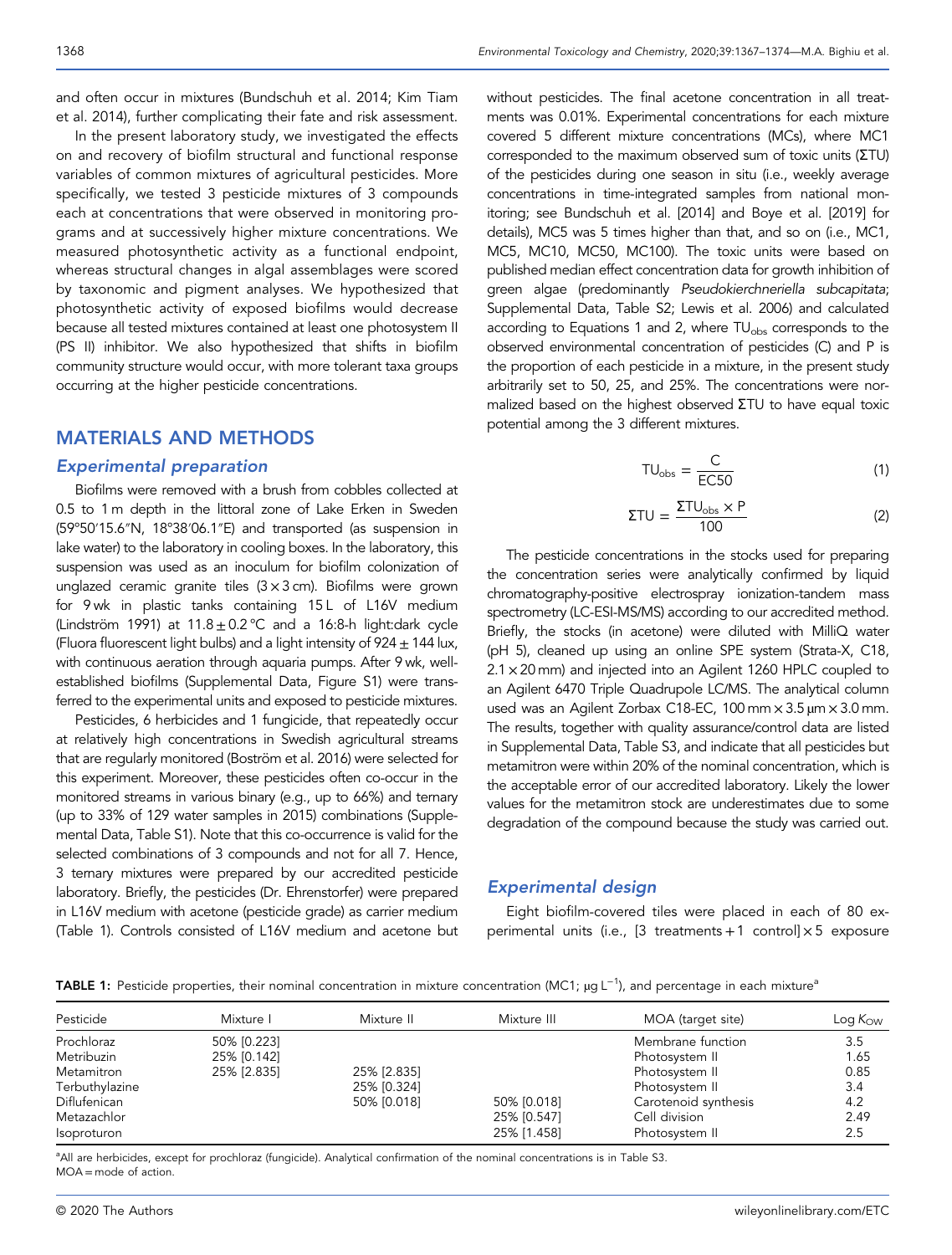and often occur in mixtures (Bundschuh et al. 2014; Kim Tiam et al. 2014), further complicating their fate and risk assessment.

In the present laboratory study, we investigated the effects on and recovery of biofilm structural and functional response variables of common mixtures of agricultural pesticides. More specifically, we tested 3 pesticide mixtures of 3 compounds each at concentrations that were observed in monitoring programs and at successively higher mixture concentrations. We measured photosynthetic activity as a functional endpoint, whereas structural changes in algal assemblages were scored by taxonomic and pigment analyses. We hypothesized that photosynthetic activity of exposed biofilms would decrease because all tested mixtures contained at least one photosystem II (PS II) inhibitor. We also hypothesized that shifts in biofilm community structure would occur, with more tolerant taxa groups occurring at the higher pesticide concentrations.

## MATERIALS AND METHODS

### Experimental preparation

Biofilms were removed with a brush from cobbles collected at 0.5 to 1 m depth in the littoral zone of Lake Erken in Sweden (59°50′15.6″N, 18°38′06.1″E) and transported (as suspension in lake water) to the laboratory in cooling boxes. In the laboratory, this suspension was used as an inoculum for biofilm colonization of unglazed ceramic granite tiles (3 × 3 cm). Biofilms were grown for 9 wk in plastic tanks containing 15 L of L16V medium (Lindström 1991) at 11.8 ± 0.2 °C and a 16:8-h light:dark cycle (Fluora fluorescent light bulbs) and a light intensity of 924 ± 144 lux, with continuous aeration through aquaria pumps. After 9 wk, well-established biofilms (Supplemental Data, Figure S1) were transferred to the experimental units and exposed to pesticide mixtures.

Pesticides, 6 herbicides and 1 fungicide, that repeatedly occur at relatively high concentrations in Swedish agricultural streams that are regularly monitored (Boström et al. 2016) were selected for this experiment. Moreover, these pesticides often co-occur in the monitored streams in various binary (e.g., up to 66%) and ternary (up to 33% of 129 water samples in 2015) combinations (Supplemental Data, Table S1). Note that this co-occurrence is valid for the selected combinations of 3 compounds and not for all 7. Hence, 3 ternary mixtures were prepared by our accredited pesticide laboratory. Briefly, the pesticides (Dr. Ehrenstorfer) were prepared in L16V medium with acetone (pesticide grade) as carrier medium (Table 1). Controls consisted of L16V medium and acetone but without pesticides. The final acetone concentration in all treatments was 0.01%. Experimental concentrations for each mixture covered 5 different mixture concentrations (MCs), where MC1 corresponded to the maximum observed sum of toxic units (ΣTU) of the pesticides during one season in situ (i.e., weekly average concentrations in time-integrated samples from national monitoring; see Bundschuh et al. [2014] and Boye et al. [2019] for details), MC5 was 5 times higher than that, and so on (i.e., MC1, MC5, MC10, MC50, MC100). The toxic units were based on published median effect concentration data for growth inhibition of green algae (predominantly *Pseudokierchneriella subcapitata*; Supplemental Data, Table S2; Lewis et al. 2006) and calculated according to Equations 1 and 2, where $TU_{obs}$ corresponds to the observed environmental concentration of pesticides (C) and P is the proportion of each pesticide in a mixture, in the present study arbitrarily set to 50, 25, and 25%. The concentrations were normalized based on the highest observed ΣTU to have equal toxic potential among the 3 different mixtures.

$$TU_{obs} = \frac{C}{EC50} \tag{1}$$

$$\Sigma TU = \frac{\Sigma TU_{obs} \times P}{100} \tag{2}$$

The pesticide concentrations in the stocks used for preparing the concentration series were analytically confirmed by liquid chromatography-positive electrospray ionization-tandem mass spectrometry (LC-ESI-MS/MS) according to our accredited method. Briefly, the stocks (in acetone) were diluted with MilliQ water (pH 5), cleaned up using an online SPE system (Strata-X, C18, 2.1 × 20 mm) and injected into an Agilent 1260 HPLC coupled to an Agilent 6470 Triple Quadrupole LC/MS. The analytical column used was an Agilent Zorbax C18-EC, 100 mm × 3.5 µm × 3.0 mm. The results, together with quality assurance/control data are listed in Supplemental Data, Table S3, and indicate that all pesticides but metamitron were within 20% of the nominal concentration, which is the acceptable error of our accredited laboratory. Likely the lower values for the metamitron stock are underestimates due to some degradation of the compound because the study was carried out.

### Experimental design

Eight biofilm-covered tiles were placed in each of 80 experimental units (i.e., [3 treatments + 1 control] × 5 exposure

**TABLE 1:** Pesticide properties, their nominal concentration in mixture concentration (MC1; µg $L^{-1}$), and percentage in each mixture[a]

| Pesticide | Mixture I | Mixture II | Mixture III | MOA (target site) | Log $K_{OW}$ |
|---|---|---|---|---|---|
| Prochloraz | 50% [0.223] | | | Membrane function | 3.5 |
| Metribuzin | 25% [0.142] | | | Photosystem II | 1.65 |
| Metamitron | 25% [2.835] | 25% [2.835] | | Photosystem II | 0.85 |
| Terbuthylazine | | 25% [0.324] | | Photosystem II | 3.4 |
| Diflufenican | | 50% [0.018] | 50% [0.018] | Carotenoid synthesis | 4.2 |
| Metazachlor | | | 25% [0.547] | Cell division | 2.49 |
| Isoproturon | | | 25% [1.458] | Photosystem II | 2.5 |

[a]All are herbicides, except for prochloraz (fungicide). Analytical confirmation of the nominal concentrations is in Table S3.
MOA = mode of action.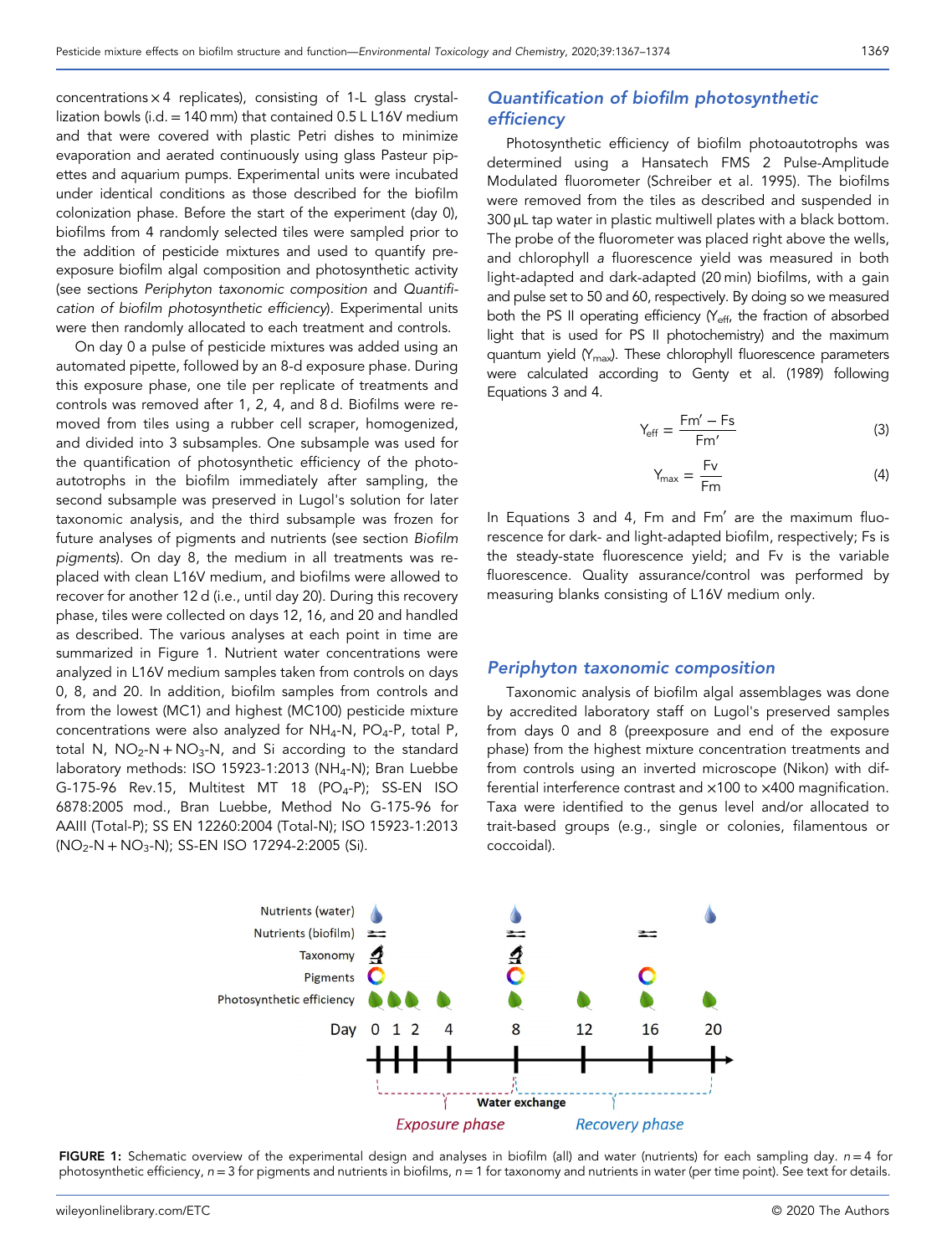concentrations × 4 replicates), consisting of 1-L glass crystallization bowls (i.d. = 140 mm) that contained 0.5 L L16V medium and that were covered with plastic Petri dishes to minimize evaporation and aerated continuously using glass Pasteur pipettes and aquarium pumps. Experimental units were incubated under identical conditions as those described for the biofilm colonization phase. Before the start of the experiment (day 0), biofilms from 4 randomly selected tiles were sampled prior to the addition of pesticide mixtures and used to quantify pre-exposure biofilm algal composition and photosynthetic activity (see sections *Periphyton taxonomic composition* and *Quantification of biofilm photosynthetic efficiency*). Experimental units were then randomly allocated to each treatment and controls.

On day 0 a pulse of pesticide mixtures was added using an automated pipette, followed by an 8-d exposure phase. During this exposure phase, one tile per replicate of treatments and controls was removed after 1, 2, 4, and 8 d. Biofilms were removed from tiles using a rubber cell scraper, homogenized, and divided into 3 subsamples. One subsample was used for the quantification of photosynthetic efficiency of the photoautotrophs in the biofilm immediately after sampling, the second subsample was preserved in Lugol's solution for later taxonomic analysis, and the third subsample was frozen for future analyses of pigments and nutrients (see section *Biofilm pigments*). On day 8, the medium in all treatments was replaced with clean L16V medium, and biofilms were allowed to recover for another 12 d (i.e., until day 20). During this recovery phase, tiles were collected on days 12, 16, and 20 and handled as described. The various analyses at each point in time are summarized in Figure 1. Nutrient water concentrations were analyzed in L16V medium samples taken from controls on days 0, 8, and 20. In addition, biofilm samples from controls and from the lowest (MC1) and highest (MC100) pesticide mixture concentrations were also analyzed for $NH_4$-N, $PO_4$-P, total P, total N, $NO_2$-N + $NO_3$-N, and Si according to the standard laboratory methods: ISO 15923-1:2013 ($NH_4$-N); Bran Luebbe G-175-96 Rev.15, Multitest MT 18 ($PO_4$-P); SS-EN ISO 6878:2005 mod., Bran Luebbe, Method No G-175-96 for AAIII (Total-P); SS EN 12260:2004 (Total-N); ISO 15923-1:2013 ($NO_2$-N + $NO_3$-N); SS-EN ISO 17294-2:2005 (Si).

## Quantification of biofilm photosynthetic efficiency

Photosynthetic efficiency of biofilm photoautotrophs was determined using a Hansatech FMS 2 Pulse-Amplitude Modulated fluorometer (Schreiber et al. 1995). The biofilms were removed from the tiles as described and suspended in 300 µL tap water in plastic multiwell plates with a black bottom. The probe of the fluorometer was placed right above the wells, and chlorophyll *a* fluorescence yield was measured in both light-adapted and dark-adapted (20 min) biofilms, with a gain and pulse set to 50 and 60, respectively. By doing so we measured both the PS II operating efficiency ($Y_{eff}$, the fraction of absorbed light that is used for PS II photochemistry) and the maximum quantum yield ($Y_{max}$). These chlorophyll fluorescence parameters were calculated according to Genty et al. (1989) following Equations 3 and 4.

$$Y_{eff} = \frac{Fm' - Fs}{Fm'} \tag{3}$$

$$Y_{max} = \frac{Fv}{Fm} \tag{4}$$

In Equations 3 and 4, Fm and Fm′ are the maximum fluorescence for dark- and light-adapted biofilm, respectively; Fs is the steady-state fluorescence yield; and Fv is the variable fluorescence. Quality assurance/control was performed by measuring blanks consisting of L16V medium only.

## Periphyton taxonomic composition

Taxonomic analysis of biofilm algal assemblages was done by accredited laboratory staff on Lugol's preserved samples from days 0 and 8 (preexposure and end of the exposure phase) from the highest mixture concentration treatments and from controls using an inverted microscope (Nikon) with differential interference contrast and ×100 to ×400 magnification. Taxa were identified to the genus level and/or allocated to trait-based groups (e.g., single or colonies, filamentous or coccoidal).

**FIGURE 1:** Schematic overview of the experimental design and analyses in biofilm (all) and water (nutrients) for each sampling day. $n = 4$ for photosynthetic efficiency, $n = 3$ for pigments and nutrients in biofilms, $n = 1$ for taxonomy and nutrients in water (per time point). See text for details.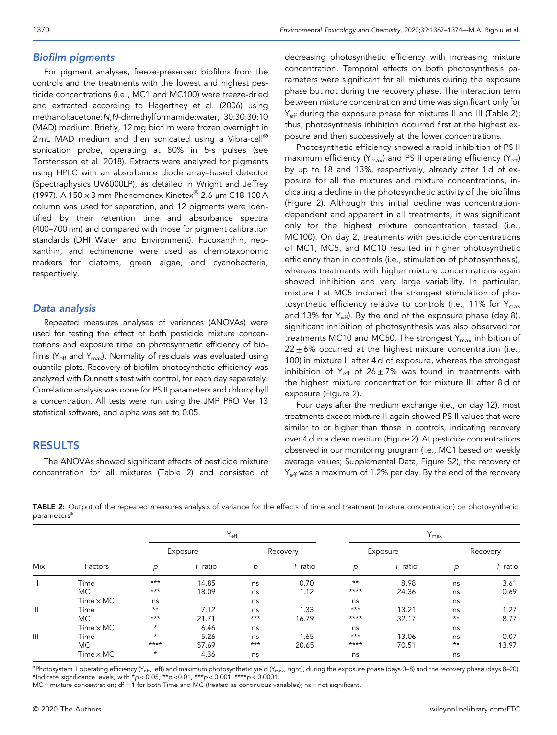### Biofilm pigments

For pigment analyses, freeze-preserved biofilms from the controls and the treatments with the lowest and highest pesticide concentrations (i.e., MC1 and MC100) were freeze-dried and extracted according to Hagerthey et al. (2006) using methanol:acetone:*N,N*-dimethylformamide:water, 30:30:30:10 (MAD) medium. Briefly, 12 mg biofilm were frozen overnight in 2 mL MAD medium and then sonicated using a Vibra-cell® sonication probe, operating at 80% in 5-s pulses (see Torstensson et al. 2018). Extracts were analyzed for pigments using HPLC with an absorbance diode array–based detector (Spectraphysics UV6000LP), as detailed in Wright and Jeffrey (1997). A 150 × 3 mm Phenomenex Kinetex® 2.6-μm C18 100 A column was used for separation, and 12 pigments were identified by their retention time and absorbance spectra (400–700 nm) and compared with those for pigment calibration standards (DHI Water and Environment). Fucoxanthin, neoxanthin, and echinenone were used as chemotaxonomic markers for diatoms, green algae, and cyanobacteria, respectively.

### Data analysis

Repeated measures analyses of variances (ANOVAs) were used for testing the effect of both pesticide mixture concentrations and exposure time on photosynthetic efficiency of biofilms ($Y_{eff}$ and $Y_{max}$). Normality of residuals was evaluated using quantile plots. Recovery of biofilm photosynthetic efficiency was analyzed with Dunnett's test with control, for each day separately. Correlation analysis was done for PS II parameters and chlorophyll a concentration. All tests were run using the JMP PRO Ver 13 statistical software, and alpha was set to 0.05.

## RESULTS

The ANOVAs showed significant effects of pesticide mixture concentration for all mixtures (Table 2) and consisted of decreasing photosynthetic efficiency with increasing mixture concentration. Temporal effects on both photosynthesis parameters were significant for all mixtures during the exposure phase but not during the recovery phase. The interaction term between mixture concentration and time was significant only for $Y_{eff}$ during the exposure phase for mixtures II and III (Table 2); thus, photosynthesis inhibition occurred first at the highest exposure and then successively at the lower concentrations.

Photosynthetic efficiency showed a rapid inhibition of PS II maximum efficiency ($Y_{max}$) and PS II operating efficiency ($Y_{eff}$) by up to 18 and 13%, respectively, already after 1 d of exposure for all the mixtures and mixture concentrations, indicating a decline in the photosynthetic activity of the biofilms (Figure 2). Although this initial decline was concentration-dependent and apparent in all treatments, it was significant only for the highest mixture concentration tested (i.e., MC100). On day 2, treatments with pesticide concentrations of MC1, MC5, and MC10 resulted in higher photosynthetic efficiency than in controls (i.e., stimulation of photosynthesis), whereas treatments with higher mixture concentrations again showed inhibition and very large variability. In particular, mixture I at MC5 induced the strongest stimulation of photosynthetic efficiency relative to controls (i.e., 11% for $Y_{max}$ and 13% for $Y_{eff}$). By the end of the exposure phase (day 8), significant inhibition of photosynthesis was also observed for treatments MC10 and MC50. The strongest $Y_{max}$ inhibition of 22 ± 6% occurred at the highest mixture concentration (i.e., 100) in mixture II after 4 d of exposure, whereas the strongest inhibition of $Y_{eff}$ of 26 ± 7% was found in treatments with the highest mixture concentration for mixture III after 8 d of exposure (Figure 2).

Four days after the medium exchange (i.e., on day 12), most treatments except mixture II again showed PS II values that were similar to or higher than those in controls, indicating recovery over 4 d in a clean medium (Figure 2). At pesticide concentrations observed in our monitoring program (i.e., MC1 based on weekly average values; Supplemental Data, Figure S2), the recovery of $Y_{eff}$ was a maximum of 1.2% per day. By the end of the recovery

TABLE 2: Output of the repeated measures analysis of variance for the effects of time and treatment (mixture concentration) on photosynthetic parameters[a]

| Mix | Factors | $Y_{eff}$ | | | | $Y_{max}$ | | | |
|---|---|---|---|---|---|---|---|---|---|
| | | Exposure | | Recovery | | Exposure | | Recovery | |
| | | *p* | *F* ratio | *p* | *F* ratio | *p* | *F* ratio | *p* | *F* ratio |
| I | Time | *** | 14.85 | ns | 0.70 | ** | 8.98 | ns | 3.61 |
| | MC | *** | 18.09 | ns | 1.12 | **** | 24.36 | ns | 0.69 |
| | Time × MC | ns | | ns | | ns | | ns | |
| II | Time | ** | 7.12 | ns | 1.33 | *** | 13.21 | ns | 1.27 |
| | MC | *** | 21.71 | *** | 16.79 | **** | 32.17 | ** | 8.77 |
| | Time × MC | * | 6.46 | ns | | ns | | ns | |
| III | Time | * | 5.26 | ns | 1.65 | *** | 13.06 | ns | 0.07 |
| | MC | **** | 57.69 | *** | 20.65 | **** | 70.51 | ** | 13.97 |
| | Time × MC | * | 4.36 | ns | | ns | | ns | |

[a]Photosystem II operating efficiency ($Y_{eff}$, left) and maximum photosynthetic yield ($Y_{max}$, right), during the exposure phase (days 0–8) and the recovery phase (days 8–20).
*Indicate significance levels, with *$p < 0.05$, **$p < 0.01$, ***$p < 0.001$, ****$p < 0.0001$.
MC = mixture concentration; df = 1 for both Time and MC (treated as continuous variables); ns = not significant.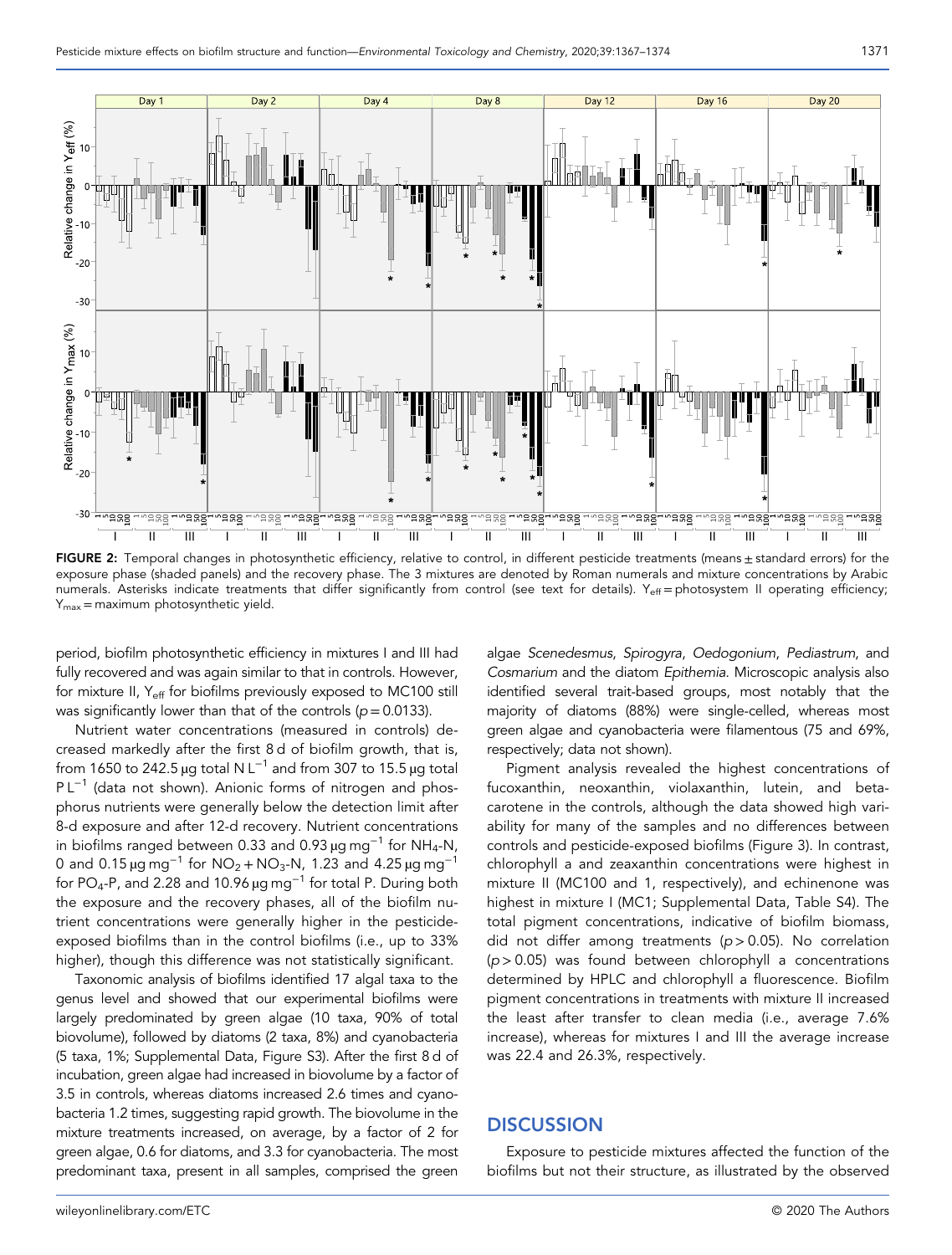FIGURE 2: Temporal changes in photosynthetic efficiency, relative to control, in different pesticide treatments (means ± standard errors) for the exposure phase (shaded panels) and the recovery phase. The 3 mixtures are denoted by Roman numerals and mixture concentrations by Arabic numerals. Asterisks indicate treatments that differ significantly from control (see text for details). $Y_{eff}$ = photosystem II operating efficiency; $Y_{max}$ = maximum photosynthetic yield.

period, biofilm photosynthetic efficiency in mixtures I and III had fully recovered and was again similar to that in controls. However, for mixture II, $Y_{eff}$ for biofilms previously exposed to MC100 still was significantly lower than that of the controls ($p = 0.0133$).

Nutrient water concentrations (measured in controls) decreased markedly after the first 8 d of biofilm growth, that is, from 1650 to 242.5 μg total N $L^{-1}$ and from 307 to 15.5 μg total P $L^{-1}$ (data not shown). Anionic forms of nitrogen and phosphorus nutrients were generally below the detection limit after 8-d exposure and after 12-d recovery. Nutrient concentrations in biofilms ranged between 0.33 and 0.93 μg $mg^{-1}$ for $NH_4$-N, 0 and 0.15 μg $mg^{-1}$ for $NO_2 + NO_3$-N, 1.23 and 4.25 μg $mg^{-1}$ for $PO_4$-P, and 2.28 and 10.96 μg $mg^{-1}$ for total P. During both the exposure and the recovery phases, all of the biofilm nutrient concentrations were generally higher in the pesticide-exposed biofilms than in the control biofilms (i.e., up to 33% higher), though this difference was not statistically significant.

Taxonomic analysis of biofilms identified 17 algal taxa to the genus level and showed that our experimental biofilms were largely predominated by green algae (10 taxa, 90% of total biovolume), followed by diatoms (2 taxa, 8%) and cyanobacteria (5 taxa, 1%; Supplemental Data, Figure S3). After the first 8 d of incubation, green algae had increased in biovolume by a factor of 3.5 in controls, whereas diatoms increased 2.6 times and cyanobacteria 1.2 times, suggesting rapid growth. The biovolume in the mixture treatments increased, on average, by a factor of 2 for green algae, 0.6 for diatoms, and 3.3 for cyanobacteria. The most predominant taxa, present in all samples, comprised the green algae *Scenedesmus*, *Spirogyra*, *Oedogonium*, *Pediastrum*, and *Cosmarium* and the diatom *Epithemia*. Microscopic analysis also identified several trait-based groups, most notably that the majority of diatoms (88%) were single-celled, whereas most green algae and cyanobacteria were filamentous (75 and 69%, respectively; data not shown).

Pigment analysis revealed the highest concentrations of fucoxanthin, neoxanthin, violaxanthin, lutein, and beta-carotene in the controls, although the data showed high variability for many of the samples and no differences between controls and pesticide-exposed biofilms (Figure 3). In contrast, chlorophyll a and zeaxanthin concentrations were highest in mixture II (MC100 and 1, respectively), and echinenone was highest in mixture I (MC1; Supplemental Data, Table S4). The total pigment concentrations, indicative of biofilm biomass, did not differ among treatments ($p > 0.05$). No correlation ($p > 0.05$) was found between chlorophyll a concentrations determined by HPLC and chlorophyll a fluorescence. Biofilm pigment concentrations in treatments with mixture II increased the least after transfer to clean media (i.e., average 7.6% increase), whereas for mixtures I and III the average increase was 22.4 and 26.3%, respectively.

## DISCUSSION

Exposure to pesticide mixtures affected the function of the biofilms but not their structure, as illustrated by the observed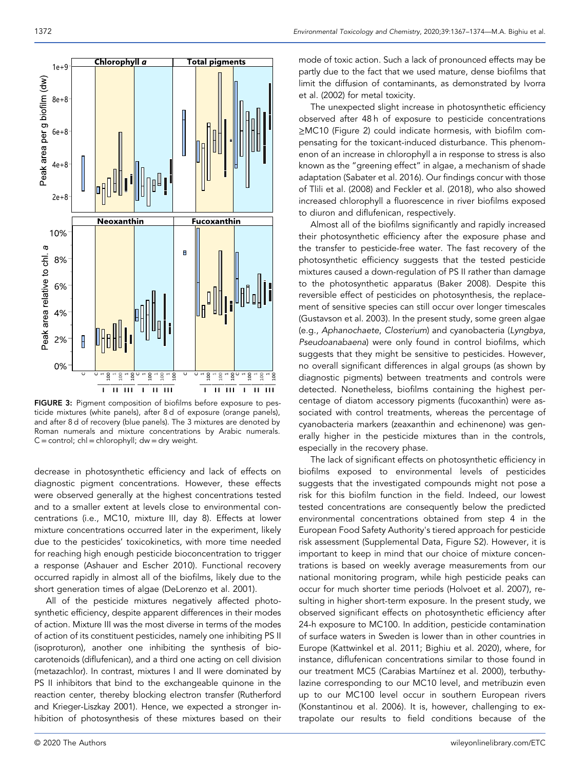FIGURE 3: Pigment composition of biofilms before exposure to pesticide mixtures (white panels), after 8 d of exposure (orange panels), and after 8 d of recovery (blue panels). The 3 mixtures are denoted by Roman numerals and mixture concentrations by Arabic numerals. C = control; chl = chlorophyll; dw = dry weight.

decrease in photosynthetic efficiency and lack of effects on diagnostic pigment concentrations. However, these effects were observed generally at the highest concentrations tested and to a smaller extent at levels close to environmental concentrations (i.e., MC10, mixture III, day 8). Effects at lower mixture concentrations occurred later in the experiment, likely due to the pesticides' toxicokinetics, with more time needed for reaching high enough pesticide bioconcentration to trigger a response (Ashauer and Escher 2010). Functional recovery occurred rapidly in almost all of the biofilms, likely due to the short generation times of algae (DeLorenzo et al. 2001).

All of the pesticide mixtures negatively affected photosynthetic efficiency, despite apparent differences in their modes of action. Mixture III was the most diverse in terms of the modes of action of its constituent pesticides, namely one inhibiting PS II (isoproturon), another one inhibiting the synthesis of biocarotenoids (diflufenican), and a third one acting on cell division (metazachlor). In contrast, mixtures I and II were dominated by PS II inhibitors that bind to the exchangeable quinone in the reaction center, thereby blocking electron transfer (Rutherford and Krieger-Liszkay 2001). Hence, we expected a stronger inhibition of photosynthesis of these mixtures based on their mode of toxic action. Such a lack of pronounced effects may be partly due to the fact that we used mature, dense biofilms that limit the diffusion of contaminants, as demonstrated by Ivorra et al. (2002) for metal toxicity.

The unexpected slight increase in photosynthetic efficiency observed after 48 h of exposure to pesticide concentrations ≥MC10 (Figure 2) could indicate hormesis, with biofilm compensating for the toxicant-induced disturbance. This phenomenon of an increase in chlorophyll a in response to stress is also known as the "greening effect" in algae, a mechanism of shade adaptation (Sabater et al. 2016). Our findings concur with those of Tlili et al. (2008) and Feckler et al. (2018), who also showed increased chlorophyll a fluorescence in river biofilms exposed to diuron and diflufenican, respectively.

Almost all of the biofilms significantly and rapidly increased their photosynthetic efficiency after the exposure phase and the transfer to pesticide-free water. The fast recovery of the photosynthetic efficiency suggests that the tested pesticide mixtures caused a down-regulation of PS II rather than damage to the photosynthetic apparatus (Baker 2008). Despite this reversible effect of pesticides on photosynthesis, the replacement of sensitive species can still occur over longer timescales (Gustavson et al. 2003). In the present study, some green algae (e.g., *Aphanochaete*, *Closterium*) and cyanobacteria (*Lyngbya*, *Pseudoanabaena*) were only found in control biofilms, which suggests that they might be sensitive to pesticides. However, no overall significant differences in algal groups (as shown by diagnostic pigments) between treatments and controls were detected. Nonetheless, biofilms containing the highest percentage of diatom accessory pigments (fucoxanthin) were associated with control treatments, whereas the percentage of cyanobacteria markers (zeaxanthin and echinenone) was generally higher in the pesticide mixtures than in the controls, especially in the recovery phase.

The lack of significant effects on photosynthetic efficiency in biofilms exposed to environmental levels of pesticides suggests that the investigated compounds might not pose a risk for this biofilm function in the field. Indeed, our lowest tested concentrations are consequently below the predicted environmental concentrations obtained from step 4 in the European Food Safety Authority's tiered approach for pesticide risk assessment (Supplemental Data, Figure S2). However, it is important to keep in mind that our choice of mixture concentrations is based on weekly average measurements from our national monitoring program, while high pesticide peaks can occur for much shorter time periods (Holvoet et al. 2007), resulting in higher short-term exposure. In the present study, we observed significant effects on photosynthetic efficiency after 24-h exposure to MC100. In addition, pesticide contamination of surface waters in Sweden is lower than in other countries in Europe (Kattwinkel et al. 2011; Bighiu et al. 2020), where, for instance, diflufenican concentrations similar to those found in our treatment MC5 (Carabias Martıínez et al. 2000), terbuthylazine corresponding to our MC10 level, and metribuzin even up to our MC100 level occur in southern European rivers (Konstantinou et al. 2006). It is, however, challenging to extrapolate our results to field conditions because of the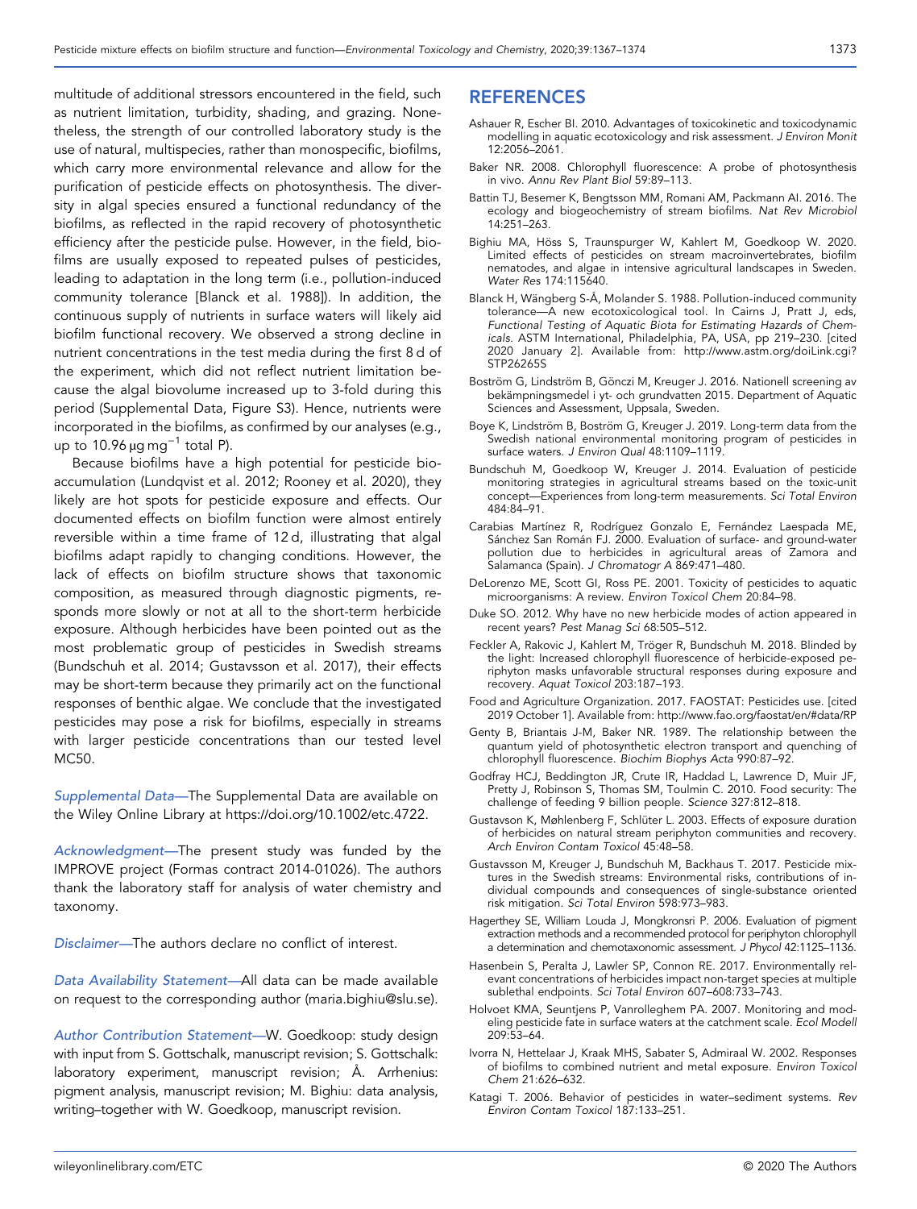multitude of additional stressors encountered in the field, such as nutrient limitation, turbidity, shading, and grazing. Nonetheless, the strength of our controlled laboratory study is the use of natural, multispecies, rather than monospecific, biofilms, which carry more environmental relevance and allow for the purification of pesticide effects on photosynthesis. The diversity in algal species ensured a functional redundancy of the biofilms, as reflected in the rapid recovery of photosynthetic efficiency after the pesticide pulse. However, in the field, biofilms are usually exposed to repeated pulses of pesticides, leading to adaptation in the long term (i.e., pollution-induced community tolerance [Blanck et al. 1988]). In addition, the continuous supply of nutrients in surface waters will likely aid biofilm functional recovery. We observed a strong decline in nutrient concentrations in the test media during the first 8 d of the experiment, which did not reflect nutrient limitation because the algal biovolume increased up to 3-fold during this period (Supplemental Data, Figure S3). Hence, nutrients were incorporated in the biofilms, as confirmed by our analyses (e.g., up to 10.96 $\mu g\,mg^{-1}$ total P).

Because biofilms have a high potential for pesticide bioaccumulation (Lundqvist et al. 2012; Rooney et al. 2020), they likely are hot spots for pesticide exposure and effects. Our documented effects on biofilm function were almost entirely reversible within a time frame of 12 d, illustrating that algal biofilms adapt rapidly to changing conditions. However, the lack of effects on biofilm structure shows that taxonomic composition, as measured through diagnostic pigments, responds more slowly or not at all to the short-term herbicide exposure. Although herbicides have been pointed out as the most problematic group of pesticides in Swedish streams (Bundschuh et al. 2014; Gustavsson et al. 2017), their effects may be short-term because they primarily act on the functional responses of benthic algae. We conclude that the investigated pesticides may pose a risk for biofilms, especially in streams with larger pesticide concentrations than our tested level MC50.

*Supplemental Data*—The Supplemental Data are available on the Wiley Online Library at https://doi.org/10.1002/etc.4722.

*Acknowledgment*—The present study was funded by the IMPROVE project (Formas contract 2014-01026). The authors thank the laboratory staff for analysis of water chemistry and taxonomy.

*Disclaimer*—The authors declare no conflict of interest.

*Data Availability Statement*—All data can be made available on request to the corresponding author (maria.bighiu@slu.se).

*Author Contribution Statement*—W. Goedkoop: study design with input from S. Gottschalk, manuscript revision; S. Gottschalk: laboratory experiment, manuscript revision; Å. Arrhenius: pigment analysis, manuscript revision; M. Bighiu: data analysis, writing–together with W. Goedkoop, manuscript revision.

## REFERENCES

Ashauer R, Escher BI. 2010. Advantages of toxicokinetic and toxicodynamic modelling in aquatic ecotoxicology and risk assessment. *J Environ Monit* 12:2056–2061.

Baker NR. 2008. Chlorophyll fluorescence: A probe of photosynthesis in vivo. *Annu Rev Plant Biol* 59:89–113.

Battin TJ, Besemer K, Bengtsson MM, Romani AM, Packmann AI. 2016. The ecology and biogeochemistry of stream biofilms. *Nat Rev Microbiol* 14:251–263.

Bighiu MA, Höss S, Traunspurger W, Kahlert M, Goedkoop W. 2020. Limited effects of pesticides on stream macroinvertebrates, biofilm nematodes, and algae in intensive agricultural landscapes in Sweden. *Water Res* 174:115640.

Blanck H, Wängberg S-Å, Molander S. 1988. Pollution-induced community tolerance—A new ecotoxicological tool. In Cairns J, Pratt J, eds, *Functional Testing of Aquatic Biota for Estimating Hazards of Chemicals*. ASTM International, Philadelphia, PA, USA, pp 219–230. [cited 2020 January 2]. Available from: http://www.astm.org/doiLink.cgi?STP26265S

Boström G, Lindström B, Gönczi M, Kreuger J. 2016. Nationell screening av bekämpningsmedel i yt- och grundvatten 2015. Department of Aquatic Sciences and Assessment, Uppsala, Sweden.

Boye K, Lindström B, Boström G, Kreuger J. 2019. Long-term data from the Swedish national environmental monitoring program of pesticides in surface waters. *J Environ Qual* 48:1109–1119.

Bundschuh M, Goedkoop W, Kreuger J. 2014. Evaluation of pesticide monitoring strategies in agricultural streams based on the toxic-unit concept—Experiences from long-term measurements. *Sci Total Environ* 484:84–91.

Carabias Martínez R, Rodríguez Gonzalo E, Fernández Laespada ME, Sánchez San Román FJ. 2000. Evaluation of surface- and ground-water pollution due to herbicides in agricultural areas of Zamora and Salamanca (Spain). *J Chromatogr A* 869:471–480.

DeLorenzo ME, Scott GI, Ross PE. 2001. Toxicity of pesticides to aquatic microorganisms: A review. *Environ Toxicol Chem* 20:84–98.

Duke SO. 2012. Why have no new herbicide modes of action appeared in recent years? *Pest Manag Sci* 68:505–512.

Feckler A, Rakovic J, Kahlert M, Tröger R, Bundschuh M. 2018. Blinded by the light: Increased chlorophyll fluorescence of herbicide-exposed periphyton masks unfavorable structural responses during exposure and recovery. *Aquat Toxicol* 203:187–193.

Food and Agriculture Organization. 2017. FAOSTAT: Pesticides use. [cited 2019 October 1]. Available from: http://www.fao.org/faostat/en/#data/RP

Genty B, Briantais J-M, Baker NR. 1989. The relationship between the quantum yield of photosynthetic electron transport and quenching of chlorophyll fluorescence. *Biochim Biophys Acta* 990:87–92.

Godfray HCJ, Beddington JR, Crute IR, Haddad L, Lawrence D, Muir JF, Pretty J, Robinson S, Thomas SM, Toulmin C. 2010. Food security: The challenge of feeding 9 billion people. *Science* 327:812–818.

Gustavson K, Møhlenberg F, Schlüter L. 2003. Effects of exposure duration of herbicides on natural stream periphyton communities and recovery. *Arch Environ Contam Toxicol* 45:48–58.

Gustavsson M, Kreuger J, Bundschuh M, Backhaus T. 2017. Pesticide mixtures in the Swedish streams: Environmental risks, contributions of individual compounds and consequences of single-substance oriented risk mitigation. *Sci Total Environ* 598:973–983.

Hagerthey SE, William Louda J, Mongkronsri P. 2006. Evaluation of pigment extraction methods and a recommended protocol for periphyton chlorophyll a determination and chemotaxonomic assessment. *J Phycol* 42:1125–1136.

Hasenbein S, Peralta J, Lawler SP, Connon RE. 2017. Environmentally relevant concentrations of herbicides impact non-target species at multiple sublethal endpoints. *Sci Total Environ* 607–608:733–743.

Holvoet KMA, Seuntjens P, Vanrolleghem PA. 2007. Monitoring and modeling pesticide fate in surface waters at the catchment scale. *Ecol Modell* 209:53–64.

Ivorra N, Hettelaar J, Kraak MHS, Sabater S, Admiraal W. 2002. Responses of biofilms to combined nutrient and metal exposure. *Environ Toxicol Chem* 21:626–632.

Katagi T. 2006. Behavior of pesticides in water–sediment systems. *Rev Environ Contam Toxicol* 187:133–251.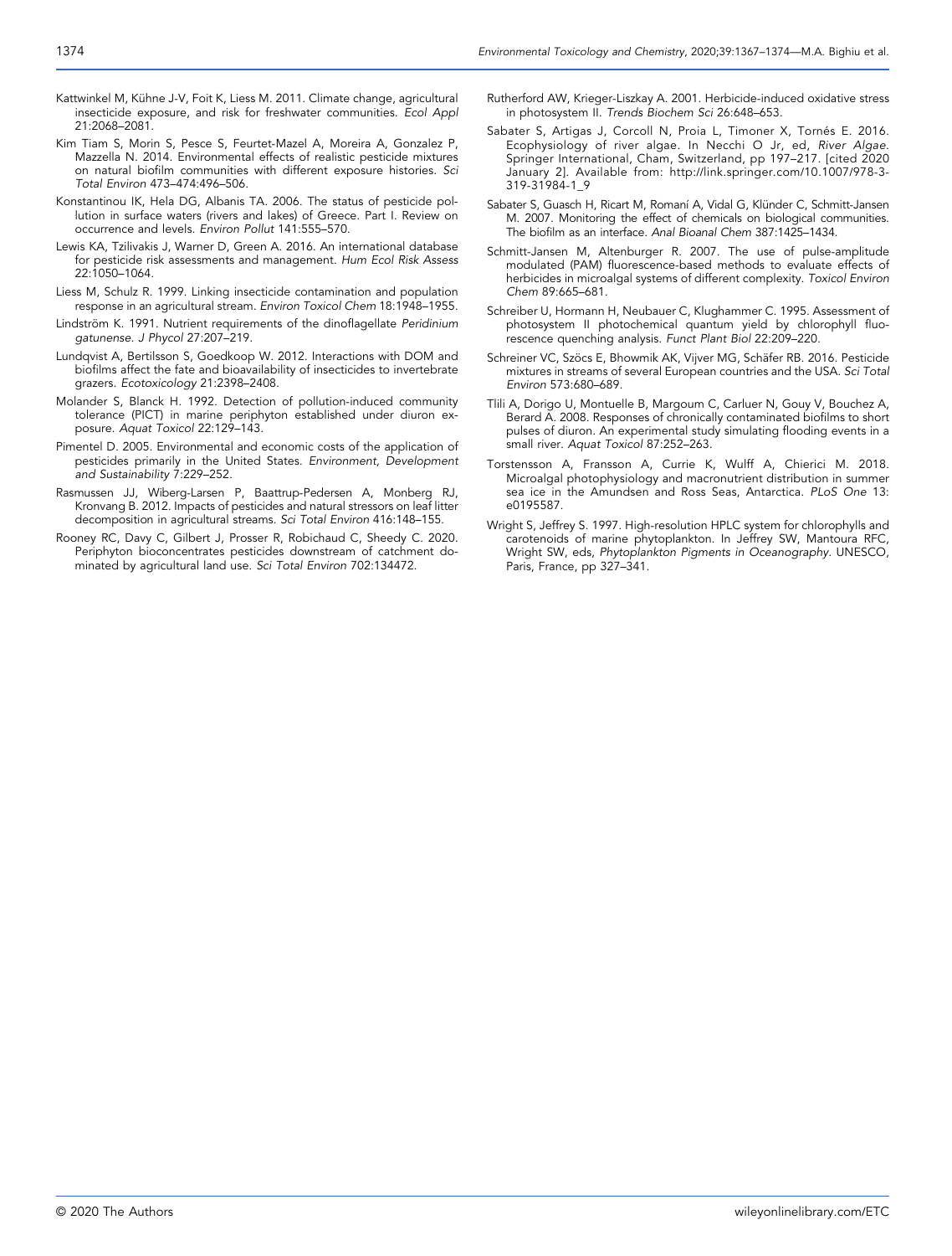Kattwinkel M, Kühne J-V, Foit K, Liess M. 2011. Climate change, agricultural insecticide exposure, and risk for freshwater communities. *Ecol Appl* 21:2068–2081.

Kim Tiam S, Morin S, Pesce S, Feurtet-Mazel A, Moreira A, Gonzalez P, Mazzella N. 2014. Environmental effects of realistic pesticide mixtures on natural biofilm communities with different exposure histories. *Sci Total Environ* 473–474:496–506.

Konstantinou IK, Hela DG, Albanis TA. 2006. The status of pesticide pollution in surface waters (rivers and lakes) of Greece. Part I. Review on occurrence and levels. *Environ Pollut* 141:555–570.

Lewis KA, Tzilivakis J, Warner D, Green A. 2016. An international database for pesticide risk assessments and management. *Hum Ecol Risk Assess* 22:1050–1064.

Liess M, Schulz R. 1999. Linking insecticide contamination and population response in an agricultural stream. *Environ Toxicol Chem* 18:1948–1955.

Lindström K. 1991. Nutrient requirements of the dinoflagellate *Peridinium gatunense*. *J Phycol* 27:207–219.

Lundqvist A, Bertilsson S, Goedkoop W. 2012. Interactions with DOM and biofilms affect the fate and bioavailability of insecticides to invertebrate grazers. *Ecotoxicology* 21:2398–2408.

Molander S, Blanck H. 1992. Detection of pollution-induced community tolerance (PICT) in marine periphyton established under diuron exposure. *Aquat Toxicol* 22:129–143.

Pimentel D. 2005. Environmental and economic costs of the application of pesticides primarily in the United States. *Environment, Development and Sustainability* 7:229–252.

Rasmussen JJ, Wiberg-Larsen P, Baattrup-Pedersen A, Monberg RJ, Kronvang B. 2012. Impacts of pesticides and natural stressors on leaf litter decomposition in agricultural streams. *Sci Total Environ* 416:148–155.

Rooney RC, Davy C, Gilbert J, Prosser R, Robichaud C, Sheedy C. 2020. Periphyton bioconcentrates pesticides downstream of catchment dominated by agricultural land use. *Sci Total Environ* 702:134472.

Rutherford AW, Krieger-Liszkay A. 2001. Herbicide-induced oxidative stress in photosystem II. *Trends Biochem Sci* 26:648–653.

Sabater S, Artigas J, Corcoll N, Proia L, Timoner X, Tornés E. 2016. Ecophysiology of river algae. In Necchi O Jr, ed, *River Algae*. Springer International, Cham, Switzerland, pp 197–217. [cited 2020 January 2]. Available from: http://link.springer.com/10.1007/978-3-319-31984-1_9

Sabater S, Guasch H, Ricart M, Romaní A, Vidal G, Klünder C, Schmitt-Jansen M. 2007. Monitoring the effect of chemicals on biological communities. The biofilm as an interface. *Anal Bioanal Chem* 387:1425–1434.

Schmitt-Jansen M, Altenburger R. 2007. The use of pulse-amplitude modulated (PAM) fluorescence-based methods to evaluate effects of herbicides in microalgal systems of different complexity. *Toxicol Environ Chem* 89:665–681.

Schreiber U, Hormann H, Neubauer C, Klughammer C. 1995. Assessment of photosystem II photochemical quantum yield by chlorophyll fluorescence quenching analysis. *Funct Plant Biol* 22:209–220.

Schreiner VC, Szöcs E, Bhowmik AK, Vijver MG, Schäfer RB. 2016. Pesticide mixtures in streams of several European countries and the USA. *Sci Total Environ* 573:680–689.

Tlili A, Dorigo U, Montuelle B, Margoum C, Carluer N, Gouy V, Bouchez A, Berard A. 2008. Responses of chronically contaminated biofilms to short pulses of diuron. An experimental study simulating flooding events in a small river. *Aquat Toxicol* 87:252–263.

Torstensson A, Fransson A, Currie K, Wulff A, Chierici M. 2018. Microalgal photophysiology and macronutrient distribution in summer sea ice in the Amundsen and Ross Seas, Antarctica. *PLoS One* 13: e0195587.

Wright S, Jeffrey S. 1997. High-resolution HPLC system for chlorophylls and carotenoids of marine phytoplankton. In Jeffrey SW, Mantoura RFC, Wright SW, eds, *Phytoplankton Pigments in Oceanography*. UNESCO, Paris, France, pp 327–341.